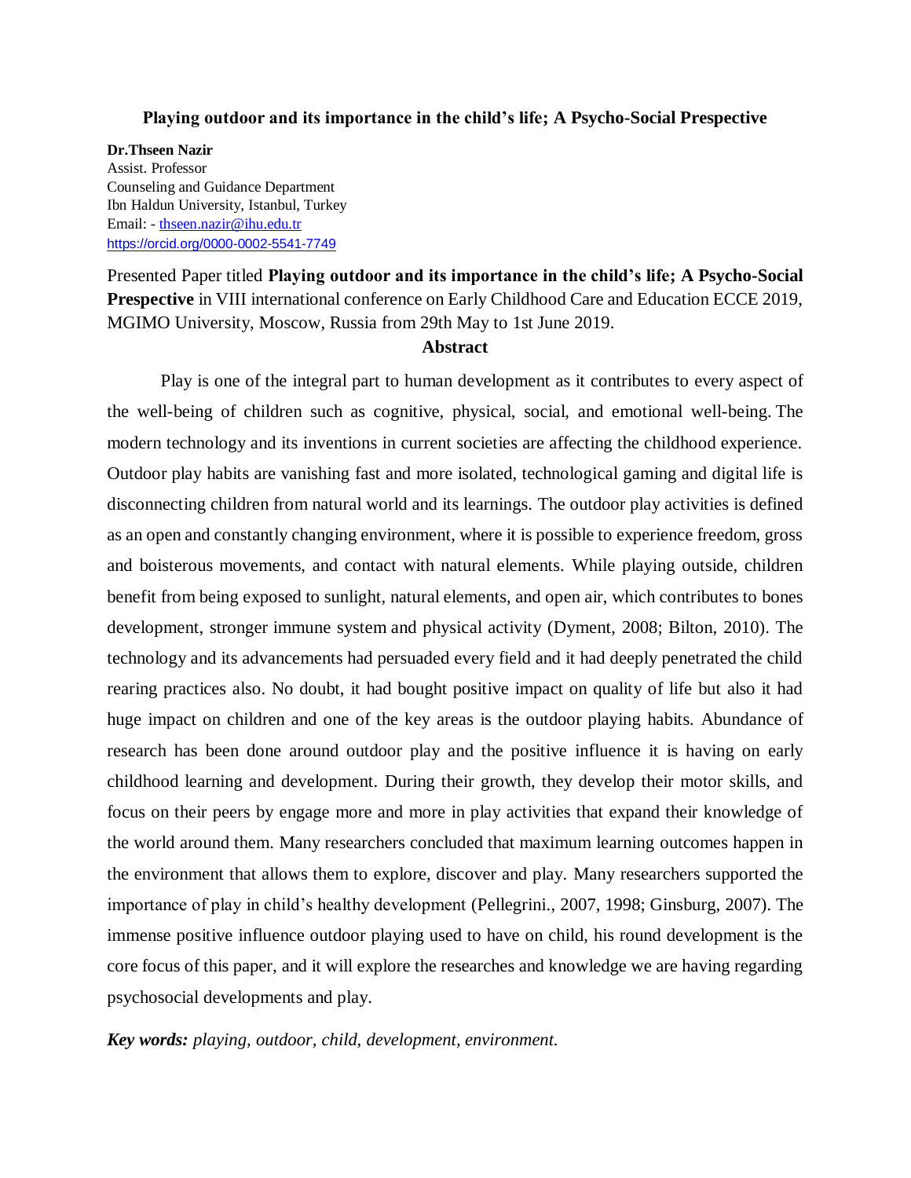# Playing outdoor and its importance in the child's life; A Psycho-Social Prespective

**Dr.Thseen Nazir**
Assist. Professor
Counseling and Guidance Department
Ibn Haldun University, Istanbul, Turkey
Email: - thseen.nazir@ihu.edu.tr
https://orcid.org/0000-0002-5541-7749

Presented Paper titled **Playing outdoor and its importance in the child's life; A Psycho-Social Prespective** in VIII international conference on Early Childhood Care and Education ECCE 2019, MGIMO University, Moscow, Russia from 29th May to 1st June 2019.

## Abstract

Play is one of the integral part to human development as it contributes to every aspect of the well-being of children such as cognitive, physical, social, and emotional well-being. The modern technology and its inventions in current societies are affecting the childhood experience. Outdoor play habits are vanishing fast and more isolated, technological gaming and digital life is disconnecting children from natural world and its learnings. The outdoor play activities is defined as an open and constantly changing environment, where it is possible to experience freedom, gross and boisterous movements, and contact with natural elements. While playing outside, children benefit from being exposed to sunlight, natural elements, and open air, which contributes to bones development, stronger immune system and physical activity (Dyment, 2008; Bilton, 2010). The technology and its advancements had persuaded every field and it had deeply penetrated the child rearing practices also. No doubt, it had bought positive impact on quality of life but also it had huge impact on children and one of the key areas is the outdoor playing habits. Abundance of research has been done around outdoor play and the positive influence it is having on early childhood learning and development. During their growth, they develop their motor skills, and focus on their peers by engage more and more in play activities that expand their knowledge of the world around them. Many researchers concluded that maximum learning outcomes happen in the environment that allows them to explore, discover and play. Many researchers supported the importance of play in child's healthy development (Pellegrini., 2007, 1998; Ginsburg, 2007). The immense positive influence outdoor playing used to have on child, his round development is the core focus of this paper, and it will explore the researches and knowledge we are having regarding psychosocial developments and play.

***Key words:*** *playing, outdoor, child, development, environment.*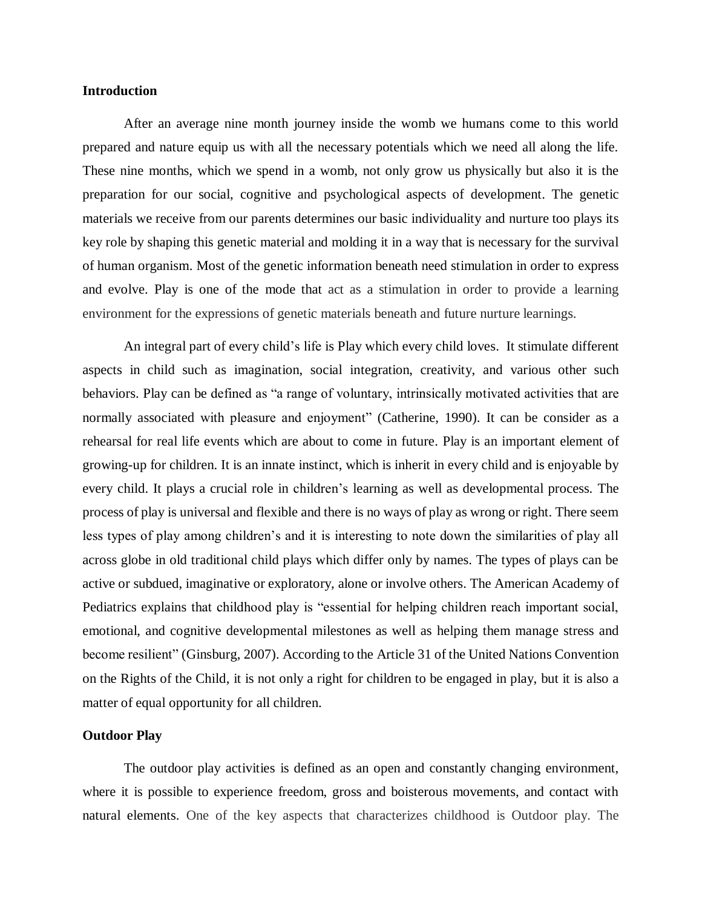**Introduction**

After an average nine month journey inside the womb we humans come to this world prepared and nature equip us with all the necessary potentials which we need all along the life. These nine months, which we spend in a womb, not only grow us physically but also it is the preparation for our social, cognitive and psychological aspects of development. The genetic materials we receive from our parents determines our basic individuality and nurture too plays its key role by shaping this genetic material and molding it in a way that is necessary for the survival of human organism. Most of the genetic information beneath need stimulation in order to express and evolve. Play is one of the mode that act as a stimulation in order to provide a learning environment for the expressions of genetic materials beneath and future nurture learnings.

An integral part of every child's life is Play which every child loves. It stimulate different aspects in child such as imagination, social integration, creativity, and various other such behaviors. Play can be defined as "a range of voluntary, intrinsically motivated activities that are normally associated with pleasure and enjoyment" (Catherine, 1990). It can be consider as a rehearsal for real life events which are about to come in future. Play is an important element of growing-up for children. It is an innate instinct, which is inherit in every child and is enjoyable by every child. It plays a crucial role in children's learning as well as developmental process. The process of play is universal and flexible and there is no ways of play as wrong or right. There seem less types of play among children's and it is interesting to note down the similarities of play all across globe in old traditional child plays which differ only by names. The types of plays can be active or subdued, imaginative or exploratory, alone or involve others. The American Academy of Pediatrics explains that childhood play is "essential for helping children reach important social, emotional, and cognitive developmental milestones as well as helping them manage stress and become resilient" (Ginsburg, 2007). According to the Article 31 of the United Nations Convention on the Rights of the Child, it is not only a right for children to be engaged in play, but it is also a matter of equal opportunity for all children.

**Outdoor Play**

The outdoor play activities is defined as an open and constantly changing environment, where it is possible to experience freedom, gross and boisterous movements, and contact with natural elements. One of the key aspects that characterizes childhood is Outdoor play. The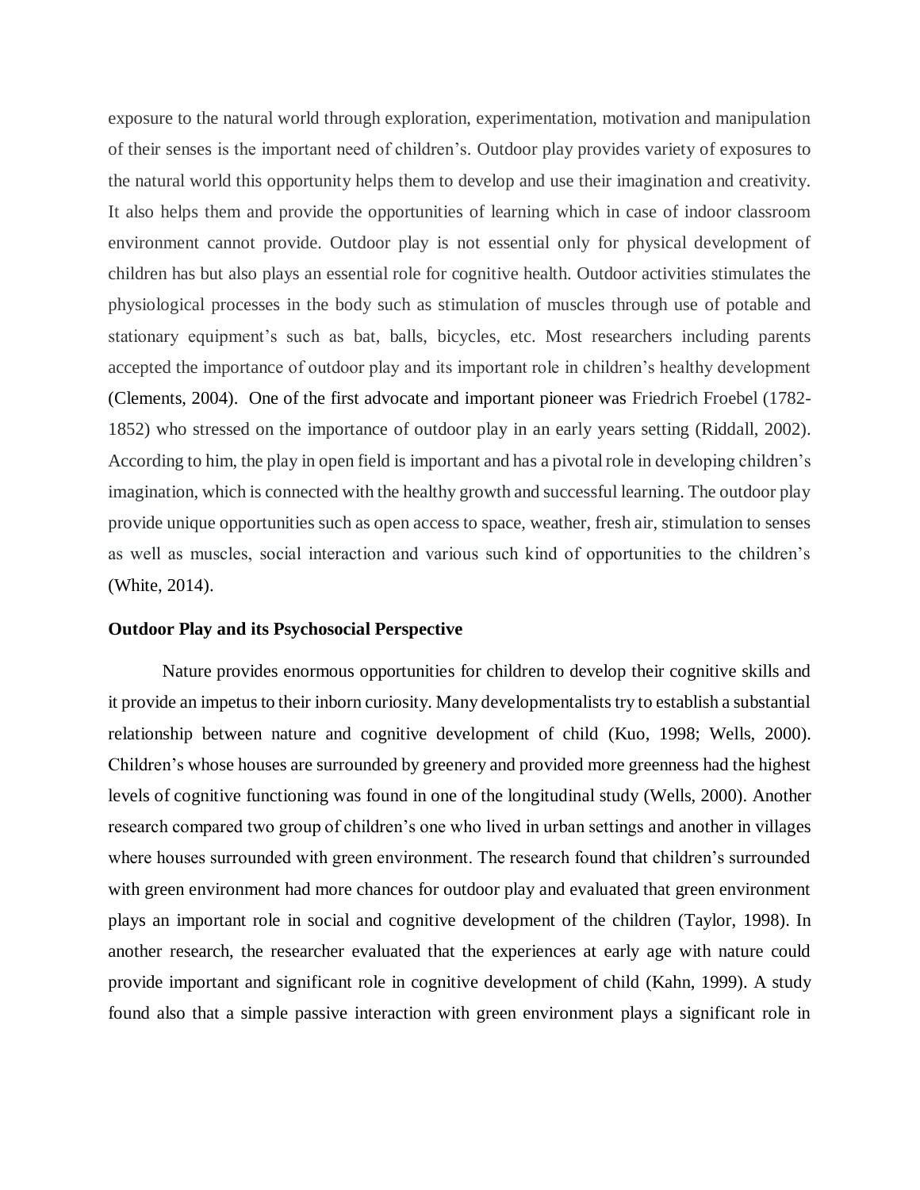exposure to the natural world through exploration, experimentation, motivation and manipulation of their senses is the important need of children's. Outdoor play provides variety of exposures to the natural world this opportunity helps them to develop and use their imagination and creativity. It also helps them and provide the opportunities of learning which in case of indoor classroom environment cannot provide. Outdoor play is not essential only for physical development of children has but also plays an essential role for cognitive health. Outdoor activities stimulates the physiological processes in the body such as stimulation of muscles through use of potable and stationary equipment's such as bat, balls, bicycles, etc. Most researchers including parents accepted the importance of outdoor play and its important role in children's healthy development (Clements, 2004). One of the first advocate and important pioneer was Friedrich Froebel (1782-1852) who stressed on the importance of outdoor play in an early years setting (Riddall, 2002). According to him, the play in open field is important and has a pivotal role in developing children's imagination, which is connected with the healthy growth and successful learning. The outdoor play provide unique opportunities such as open access to space, weather, fresh air, stimulation to senses as well as muscles, social interaction and various such kind of opportunities to the children's (White, 2014).

**Outdoor Play and its Psychosocial Perspective**

Nature provides enormous opportunities for children to develop their cognitive skills and it provide an impetus to their inborn curiosity. Many developmentalists try to establish a substantial relationship between nature and cognitive development of child (Kuo, 1998; Wells, 2000). Children's whose houses are surrounded by greenery and provided more greenness had the highest levels of cognitive functioning was found in one of the longitudinal study (Wells, 2000). Another research compared two group of children's one who lived in urban settings and another in villages where houses surrounded with green environment. The research found that children's surrounded with green environment had more chances for outdoor play and evaluated that green environment plays an important role in social and cognitive development of the children (Taylor, 1998). In another research, the researcher evaluated that the experiences at early age with nature could provide important and significant role in cognitive development of child (Kahn, 1999). A study found also that a simple passive interaction with green environment plays a significant role in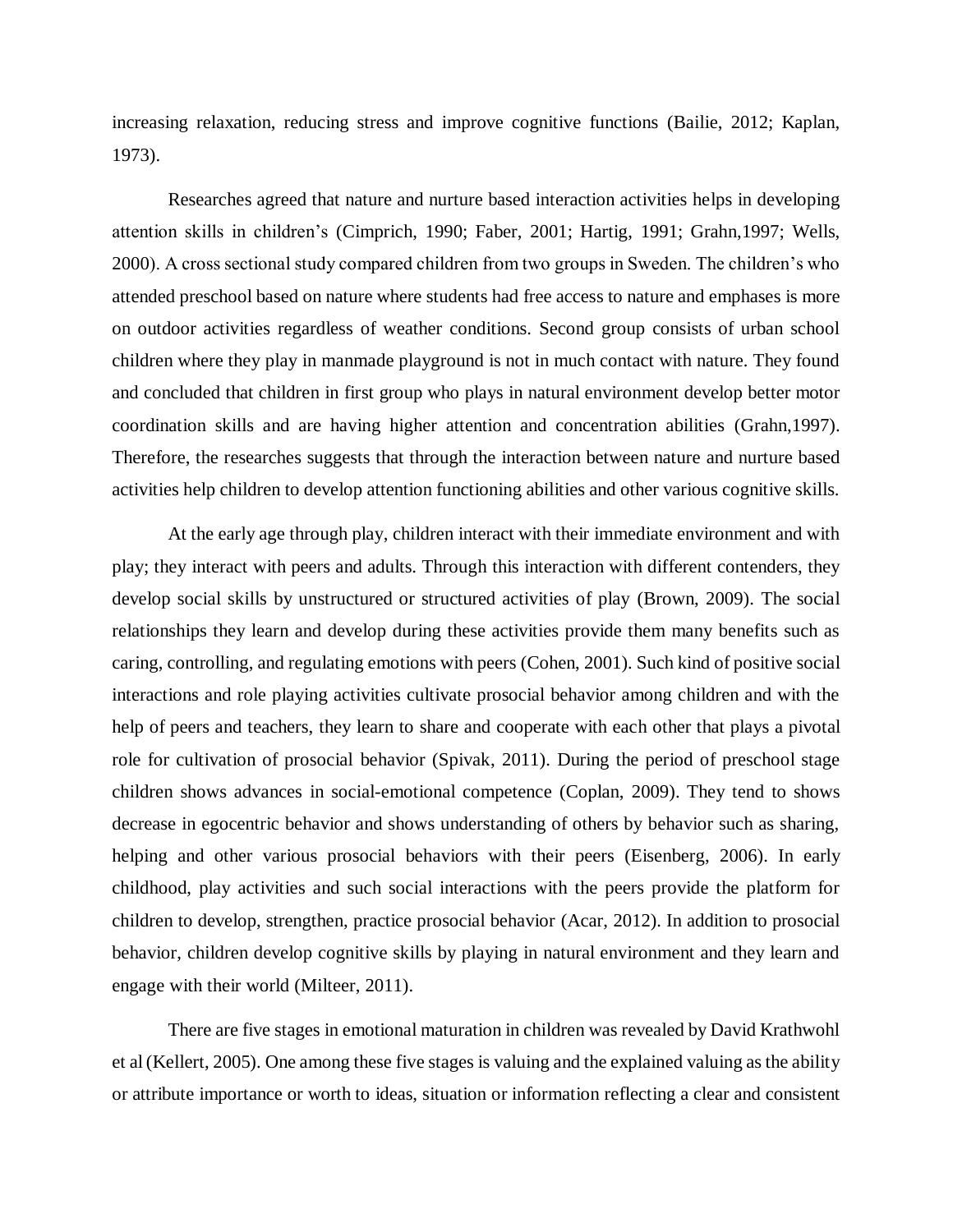increasing relaxation, reducing stress and improve cognitive functions (Bailie, 2012; Kaplan, 1973).

Researches agreed that nature and nurture based interaction activities helps in developing attention skills in children's (Cimprich, 1990; Faber, 2001; Hartig, 1991; Grahn,1997; Wells, 2000). A cross sectional study compared children from two groups in Sweden. The children's who attended preschool based on nature where students had free access to nature and emphases is more on outdoor activities regardless of weather conditions. Second group consists of urban school children where they play in manmade playground is not in much contact with nature. They found and concluded that children in first group who plays in natural environment develop better motor coordination skills and are having higher attention and concentration abilities (Grahn,1997). Therefore, the researches suggests that through the interaction between nature and nurture based activities help children to develop attention functioning abilities and other various cognitive skills.

At the early age through play, children interact with their immediate environment and with play; they interact with peers and adults. Through this interaction with different contenders, they develop social skills by unstructured or structured activities of play (Brown, 2009). The social relationships they learn and develop during these activities provide them many benefits such as caring, controlling, and regulating emotions with peers (Cohen, 2001). Such kind of positive social interactions and role playing activities cultivate prosocial behavior among children and with the help of peers and teachers, they learn to share and cooperate with each other that plays a pivotal role for cultivation of prosocial behavior (Spivak, 2011). During the period of preschool stage children shows advances in social-emotional competence (Coplan, 2009). They tend to shows decrease in egocentric behavior and shows understanding of others by behavior such as sharing, helping and other various prosocial behaviors with their peers (Eisenberg, 2006). In early childhood, play activities and such social interactions with the peers provide the platform for children to develop, strengthen, practice prosocial behavior (Acar, 2012). In addition to prosocial behavior, children develop cognitive skills by playing in natural environment and they learn and engage with their world (Milteer, 2011).

There are five stages in emotional maturation in children was revealed by David Krathwohl et al (Kellert, 2005). One among these five stages is valuing and the explained valuing as the ability or attribute importance or worth to ideas, situation or information reflecting a clear and consistent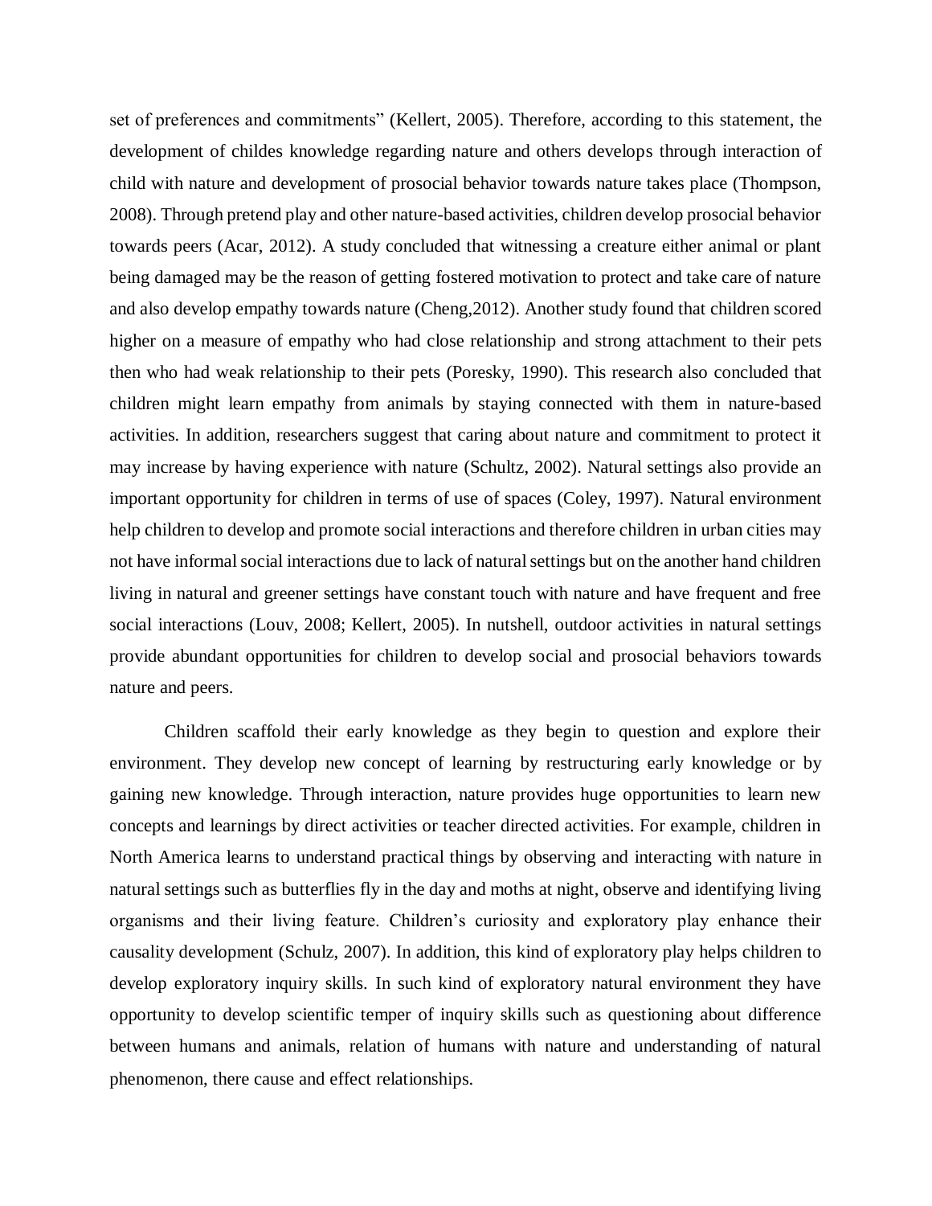set of preferences and commitments" (Kellert, 2005). Therefore, according to this statement, the development of childes knowledge regarding nature and others develops through interaction of child with nature and development of prosocial behavior towards nature takes place (Thompson, 2008). Through pretend play and other nature-based activities, children develop prosocial behavior towards peers (Acar, 2012). A study concluded that witnessing a creature either animal or plant being damaged may be the reason of getting fostered motivation to protect and take care of nature and also develop empathy towards nature (Cheng,2012). Another study found that children scored higher on a measure of empathy who had close relationship and strong attachment to their pets then who had weak relationship to their pets (Poresky, 1990). This research also concluded that children might learn empathy from animals by staying connected with them in nature-based activities. In addition, researchers suggest that caring about nature and commitment to protect it may increase by having experience with nature (Schultz, 2002). Natural settings also provide an important opportunity for children in terms of use of spaces (Coley, 1997). Natural environment help children to develop and promote social interactions and therefore children in urban cities may not have informal social interactions due to lack of natural settings but on the another hand children living in natural and greener settings have constant touch with nature and have frequent and free social interactions (Louv, 2008; Kellert, 2005). In nutshell, outdoor activities in natural settings provide abundant opportunities for children to develop social and prosocial behaviors towards nature and peers.

Children scaffold their early knowledge as they begin to question and explore their environment. They develop new concept of learning by restructuring early knowledge or by gaining new knowledge. Through interaction, nature provides huge opportunities to learn new concepts and learnings by direct activities or teacher directed activities. For example, children in North America learns to understand practical things by observing and interacting with nature in natural settings such as butterflies fly in the day and moths at night, observe and identifying living organisms and their living feature. Children's curiosity and exploratory play enhance their causality development (Schulz, 2007). In addition, this kind of exploratory play helps children to develop exploratory inquiry skills. In such kind of exploratory natural environment they have opportunity to develop scientific temper of inquiry skills such as questioning about difference between humans and animals, relation of humans with nature and understanding of natural phenomenon, there cause and effect relationships.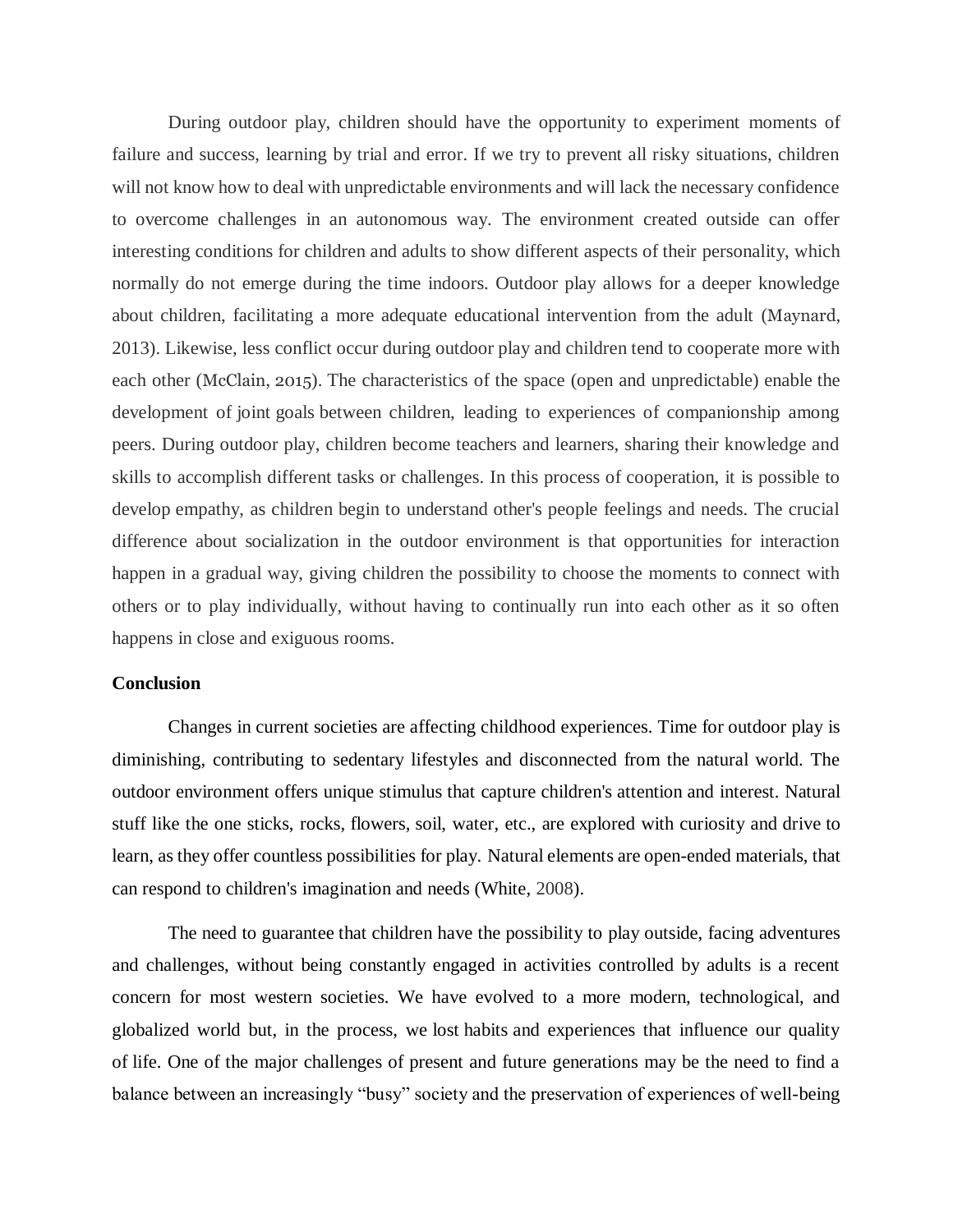During outdoor play, children should have the opportunity to experiment moments of failure and success, learning by trial and error. If we try to prevent all risky situations, children will not know how to deal with unpredictable environments and will lack the necessary confidence to overcome challenges in an autonomous way. The environment created outside can offer interesting conditions for children and adults to show different aspects of their personality, which normally do not emerge during the time indoors. Outdoor play allows for a deeper knowledge about children, facilitating a more adequate educational intervention from the adult (Maynard, 2013). Likewise, less conflict occur during outdoor play and children tend to cooperate more with each other (McClain, 2015). The characteristics of the space (open and unpredictable) enable the development of joint goals between children, leading to experiences of companionship among peers. During outdoor play, children become teachers and learners, sharing their knowledge and skills to accomplish different tasks or challenges. In this process of cooperation, it is possible to develop empathy, as children begin to understand other's people feelings and needs. The crucial difference about socialization in the outdoor environment is that opportunities for interaction happen in a gradual way, giving children the possibility to choose the moments to connect with others or to play individually, without having to continually run into each other as it so often happens in close and exiguous rooms.

**Conclusion**

Changes in current societies are affecting childhood experiences. Time for outdoor play is diminishing, contributing to sedentary lifestyles and disconnected from the natural world. The outdoor environment offers unique stimulus that capture children's attention and interest. Natural stuff like the one sticks, rocks, flowers, soil, water, etc., are explored with curiosity and drive to learn, as they offer countless possibilities for play. Natural elements are open-ended materials, that can respond to children's imagination and needs (White, 2008).

The need to guarantee that children have the possibility to play outside, facing adventures and challenges, without being constantly engaged in activities controlled by adults is a recent concern for most western societies. We have evolved to a more modern, technological, and globalized world but, in the process, we lost habits and experiences that influence our quality of life. One of the major challenges of present and future generations may be the need to find a balance between an increasingly "busy" society and the preservation of experiences of well-being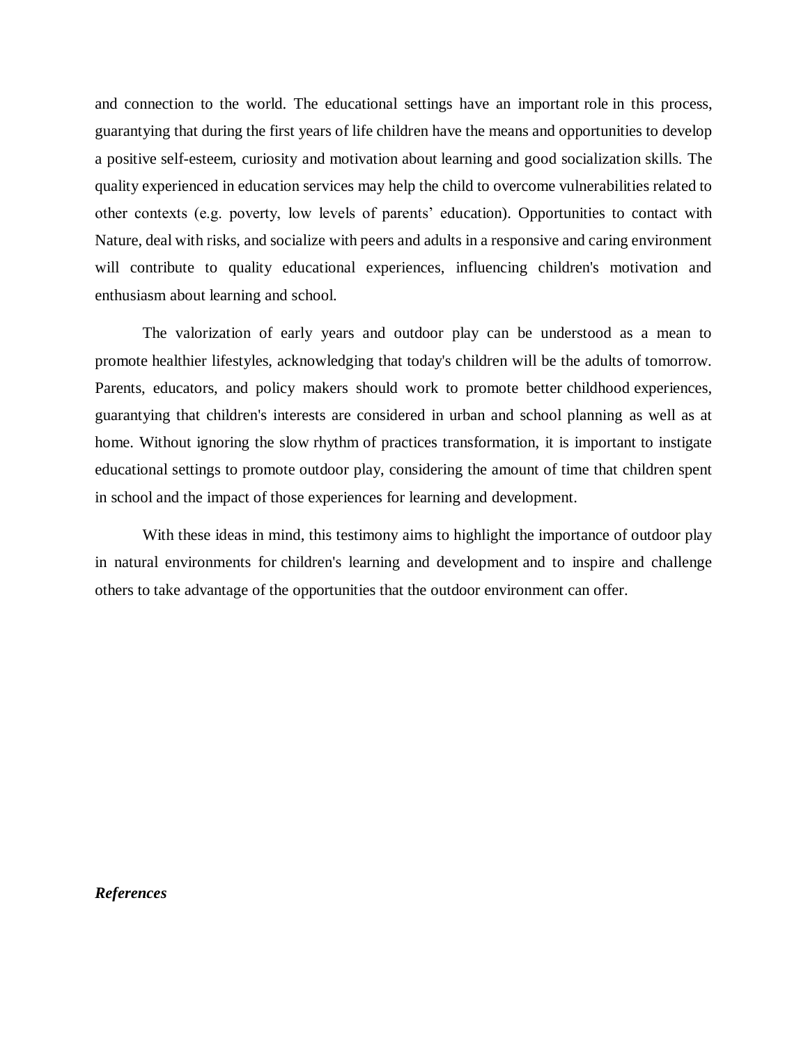and connection to the world. The educational settings have an important role in this process, guarantying that during the first years of life children have the means and opportunities to develop a positive self-esteem, curiosity and motivation about learning and good socialization skills. The quality experienced in education services may help the child to overcome vulnerabilities related to other contexts (e.g. poverty, low levels of parents' education). Opportunities to contact with Nature, deal with risks, and socialize with peers and adults in a responsive and caring environment will contribute to quality educational experiences, influencing children's motivation and enthusiasm about learning and school.

The valorization of early years and outdoor play can be understood as a mean to promote healthier lifestyles, acknowledging that today's children will be the adults of tomorrow. Parents, educators, and policy makers should work to promote better childhood experiences, guarantying that children's interests are considered in urban and school planning as well as at home. Without ignoring the slow rhythm of practices transformation, it is important to instigate educational settings to promote outdoor play, considering the amount of time that children spent in school and the impact of those experiences for learning and development.

With these ideas in mind, this testimony aims to highlight the importance of outdoor play in natural environments for children's learning and development and to inspire and challenge others to take advantage of the opportunities that the outdoor environment can offer.

***References***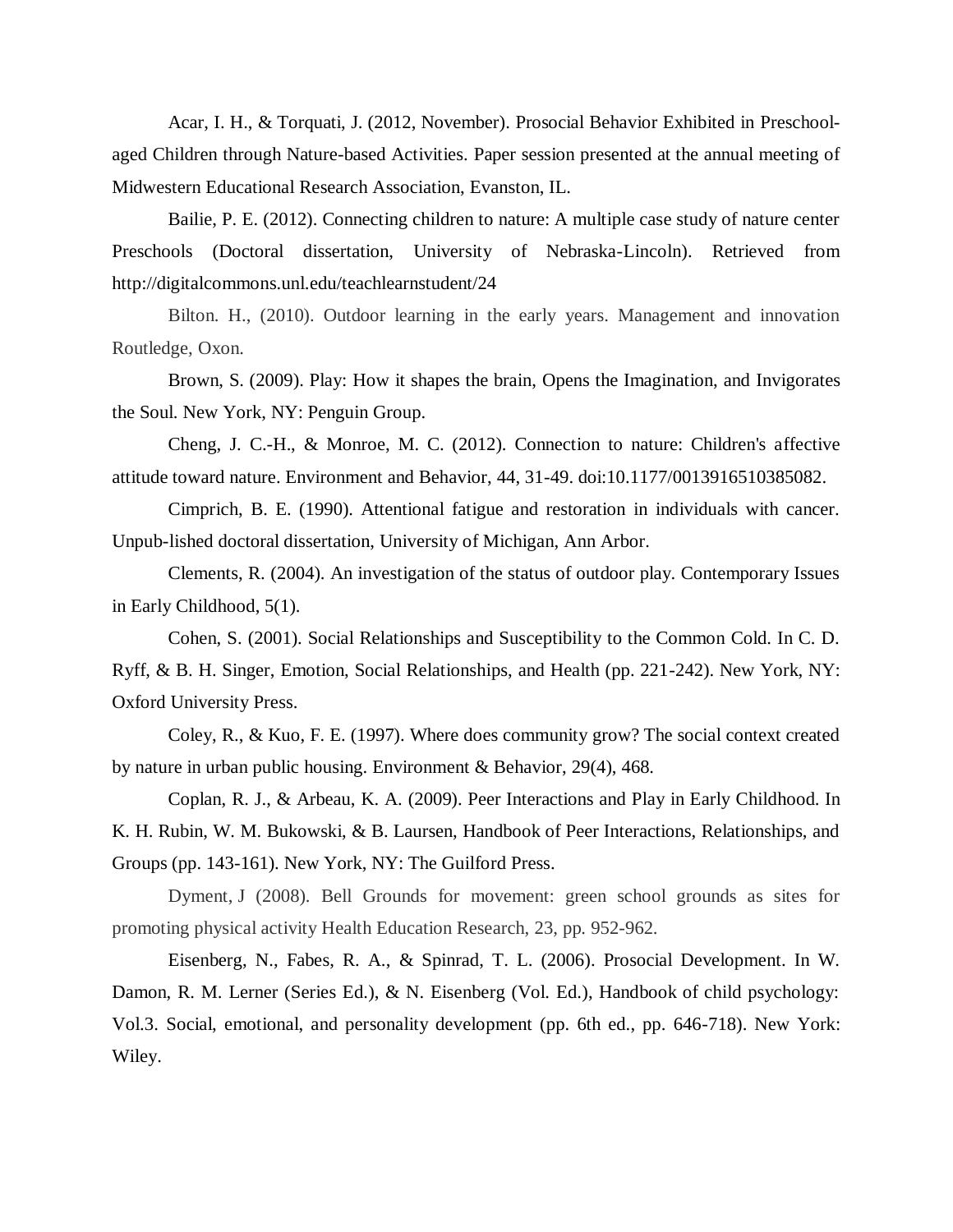Acar, I. H., & Torquati, J. (2012, November). Prosocial Behavior Exhibited in Preschool-aged Children through Nature-based Activities. Paper session presented at the annual meeting of Midwestern Educational Research Association, Evanston, IL.

Bailie, P. E. (2012). Connecting children to nature: A multiple case study of nature center Preschools (Doctoral dissertation, University of Nebraska-Lincoln). Retrieved from http://digitalcommons.unl.edu/teachlearnstudent/24

Bilton. H., (2010). Outdoor learning in the early years. Management and innovation Routledge, Oxon.

Brown, S. (2009). Play: How it shapes the brain, Opens the Imagination, and Invigorates the Soul. New York, NY: Penguin Group.

Cheng, J. C.-H., & Monroe, M. C. (2012). Connection to nature: Children's affective attitude toward nature. Environment and Behavior, 44, 31-49. doi:10.1177/0013916510385082.

Cimprich, B. E. (1990). Attentional fatigue and restoration in individuals with cancer. Unpub-lished doctoral dissertation, University of Michigan, Ann Arbor.

Clements, R. (2004). An investigation of the status of outdoor play. Contemporary Issues in Early Childhood, 5(1).

Cohen, S. (2001). Social Relationships and Susceptibility to the Common Cold. In C. D. Ryff, & B. H. Singer, Emotion, Social Relationships, and Health (pp. 221-242). New York, NY: Oxford University Press.

Coley, R., & Kuo, F. E. (1997). Where does community grow? The social context created by nature in urban public housing. Environment & Behavior, 29(4), 468.

Coplan, R. J., & Arbeau, K. A. (2009). Peer Interactions and Play in Early Childhood. In K. H. Rubin, W. M. Bukowski, & B. Laursen, Handbook of Peer Interactions, Relationships, and Groups (pp. 143-161). New York, NY: The Guilford Press.

Dyment, J (2008). Bell Grounds for movement: green school grounds as sites for promoting physical activity Health Education Research, 23, pp. 952-962.

Eisenberg, N., Fabes, R. A., & Spinrad, T. L. (2006). Prosocial Development. In W. Damon, R. M. Lerner (Series Ed.), & N. Eisenberg (Vol. Ed.), Handbook of child psychology: Vol.3. Social, emotional, and personality development (pp. 6th ed., pp. 646-718). New York: Wiley.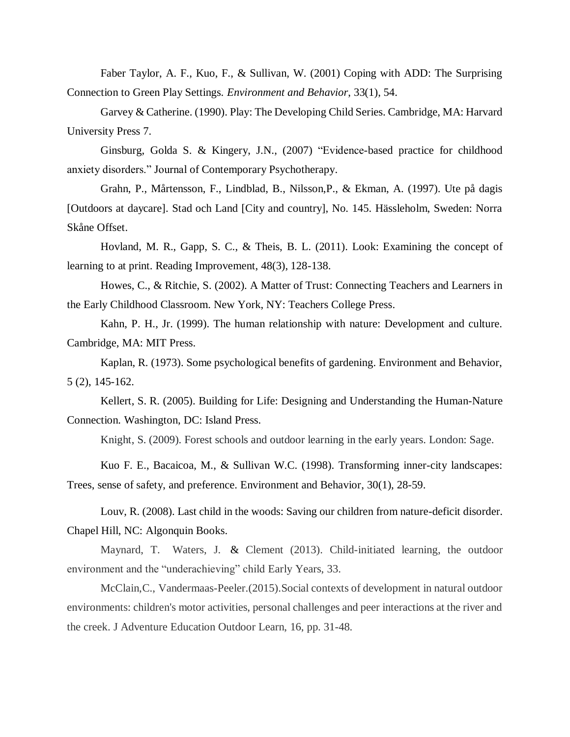Faber Taylor, A. F., Kuo, F., & Sullivan, W. (2001) Coping with ADD: The Surprising Connection to Green Play Settings. *Environment and Behavior*, 33(1), 54.

Garvey & Catherine. (1990). Play: The Developing Child Series. Cambridge, MA: Harvard University Press 7.

Ginsburg, Golda S. & Kingery, J.N., (2007) "Evidence-based practice for childhood anxiety disorders." Journal of Contemporary Psychotherapy.

Grahn, P., Mårtensson, F., Lindblad, B., Nilsson,P., & Ekman, A. (1997). Ute på dagis [Outdoors at daycare]. Stad och Land [City and country], No. 145. Hässleholm, Sweden: Norra Skåne Offset.

Hovland, M. R., Gapp, S. C., & Theis, B. L. (2011). Look: Examining the concept of learning to at print. Reading Improvement, 48(3), 128-138.

Howes, C., & Ritchie, S. (2002). A Matter of Trust: Connecting Teachers and Learners in the Early Childhood Classroom. New York, NY: Teachers College Press.

Kahn, P. H., Jr. (1999). The human relationship with nature: Development and culture. Cambridge, MA: MIT Press.

Kaplan, R. (1973). Some psychological benefits of gardening. Environment and Behavior, 5 (2), 145-162.

Kellert, S. R. (2005). Building for Life: Designing and Understanding the Human-Nature Connection. Washington, DC: Island Press.

Knight, S. (2009). Forest schools and outdoor learning in the early years. London: Sage.

Kuo F. E., Bacaicoa, M., & Sullivan W.C. (1998). Transforming inner-city landscapes: Trees, sense of safety, and preference. Environment and Behavior, 30(1), 28-59.

Louv, R. (2008). Last child in the woods: Saving our children from nature-deficit disorder. Chapel Hill, NC: Algonquin Books.

Maynard, T. Waters, J. & Clement (2013). Child-initiated learning, the outdoor environment and the "underachieving" child Early Years, 33.

McClain,C., Vandermaas-Peeler.(2015).Social contexts of development in natural outdoor environments: children's motor activities, personal challenges and peer interactions at the river and the creek. J Adventure Education Outdoor Learn, 16, pp. 31-48.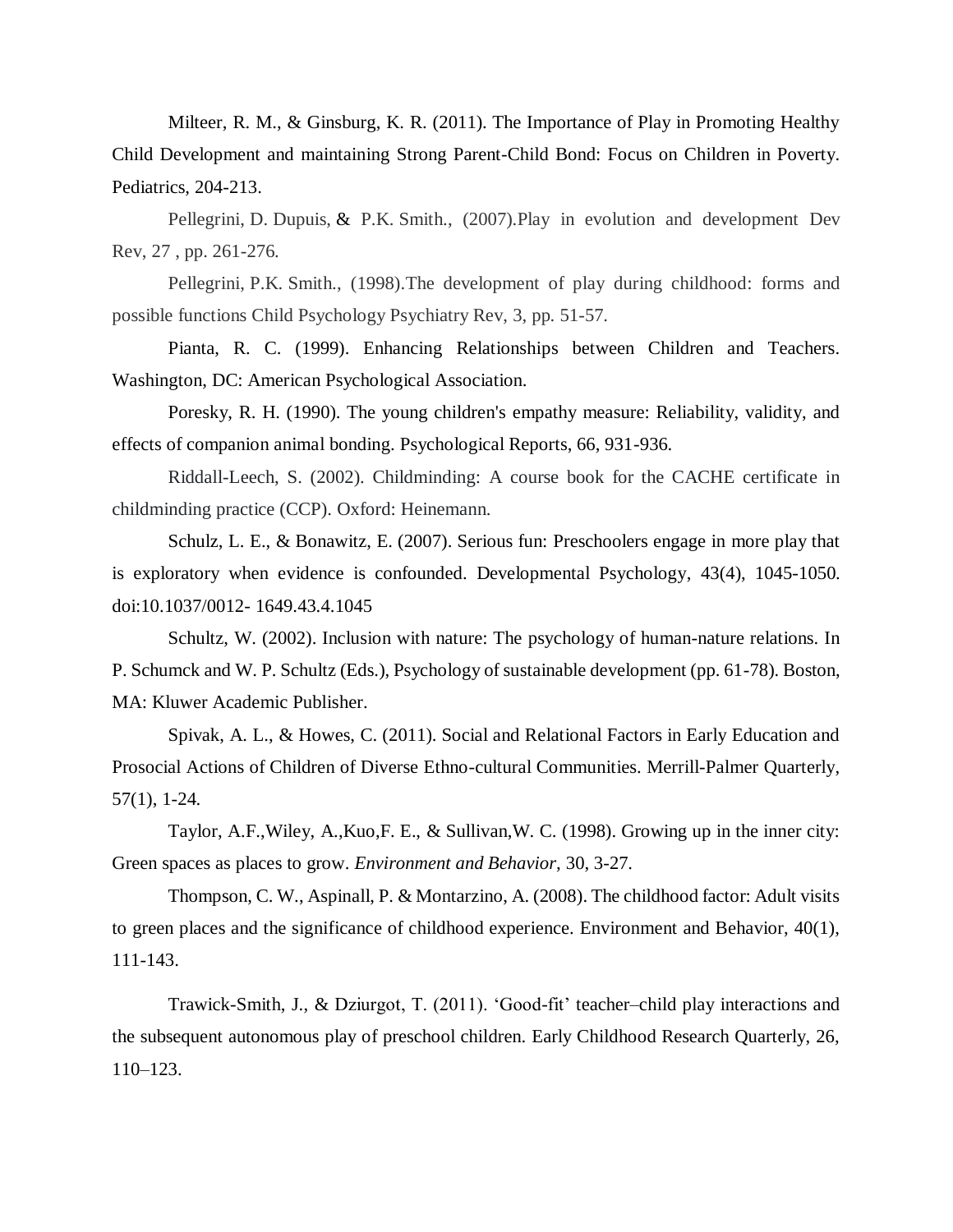Milteer, R. M., & Ginsburg, K. R. (2011). The Importance of Play in Promoting Healthy Child Development and maintaining Strong Parent-Child Bond: Focus on Children in Poverty. Pediatrics, 204-213.

Pellegrini, D. Dupuis, & P.K. Smith., (2007).Play in evolution and development Dev Rev, 27 , pp. 261-276.

Pellegrini, P.K. Smith., (1998).The development of play during childhood: forms and possible functions Child Psychology Psychiatry Rev, 3, pp. 51-57.

Pianta, R. C. (1999). Enhancing Relationships between Children and Teachers. Washington, DC: American Psychological Association.

Poresky, R. H. (1990). The young children's empathy measure: Reliability, validity, and effects of companion animal bonding. Psychological Reports, 66, 931-936.

Riddall-Leech, S. (2002). Childminding: A course book for the CACHE certificate in childminding practice (CCP). Oxford: Heinemann.

Schulz, L. E., & Bonawitz, E. (2007). Serious fun: Preschoolers engage in more play that is exploratory when evidence is confounded. Developmental Psychology, 43(4), 1045-1050. doi:10.1037/0012- 1649.43.4.1045

Schultz, W. (2002). Inclusion with nature: The psychology of human-nature relations. In P. Schumck and W. P. Schultz (Eds.), Psychology of sustainable development (pp. 61-78). Boston, MA: Kluwer Academic Publisher.

Spivak, A. L., & Howes, C. (2011). Social and Relational Factors in Early Education and Prosocial Actions of Children of Diverse Ethno-cultural Communities. Merrill-Palmer Quarterly, 57(1), 1-24.

Taylor, A.F.,Wiley, A.,Kuo,F. E., & Sullivan,W. C. (1998). Growing up in the inner city: Green spaces as places to grow. *Environment and Behavior*, 30, 3-27.

Thompson, C. W., Aspinall, P. & Montarzino, A. (2008). The childhood factor: Adult visits to green places and the significance of childhood experience. Environment and Behavior, 40(1), 111-143.

Trawick-Smith, J., & Dziurgot, T. (2011). 'Good-fit' teacher–child play interactions and the subsequent autonomous play of preschool children. Early Childhood Research Quarterly, 26, 110–123.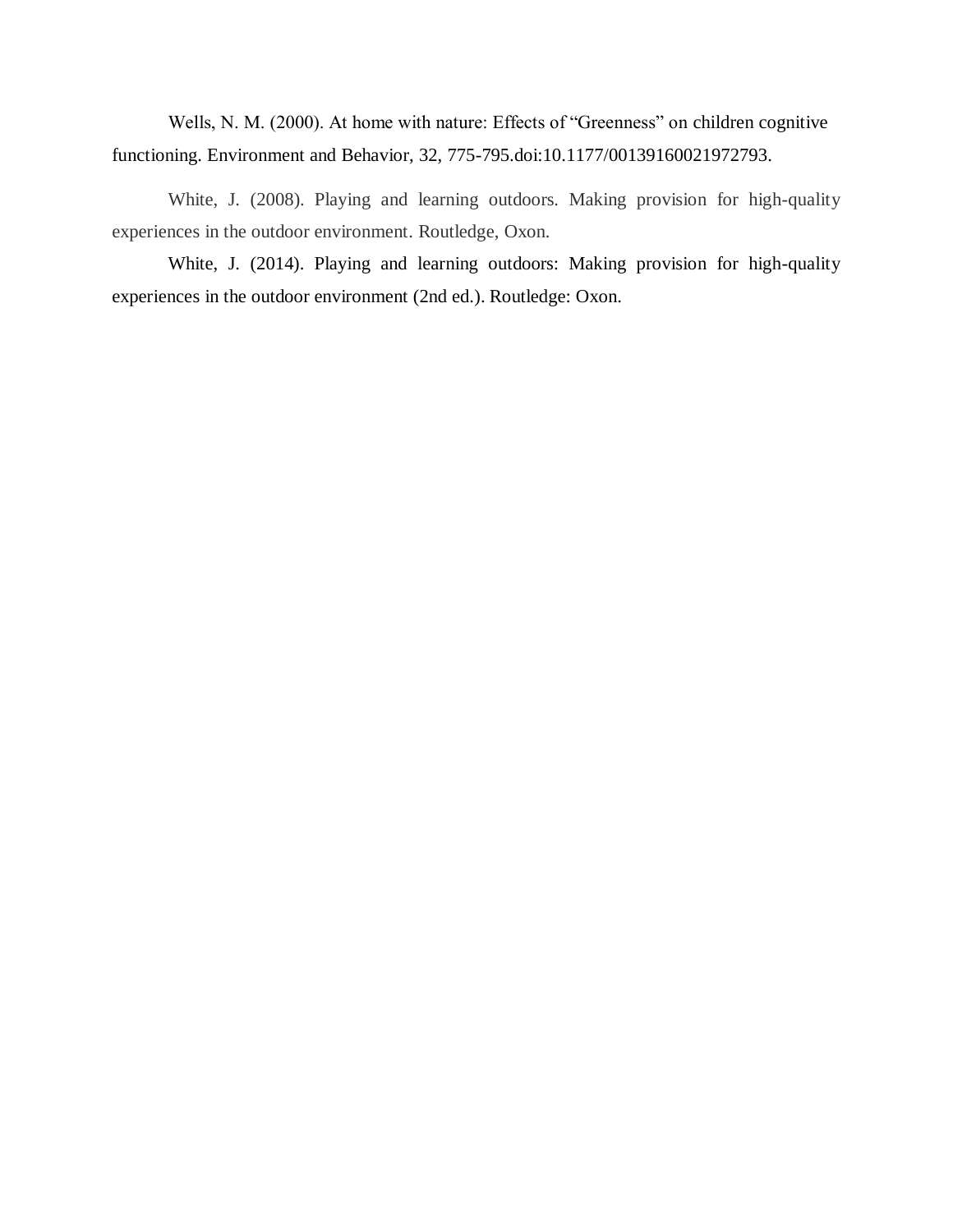Wells, N. M. (2000). At home with nature: Effects of "Greenness" on children cognitive functioning. Environment and Behavior, 32, 775-795.doi:10.1177/00139160021972793.

White, J. (2008). Playing and learning outdoors. Making provision for high-quality experiences in the outdoor environment. Routledge, Oxon.

White, J. (2014). Playing and learning outdoors: Making provision for high-quality experiences in the outdoor environment (2nd ed.). Routledge: Oxon.